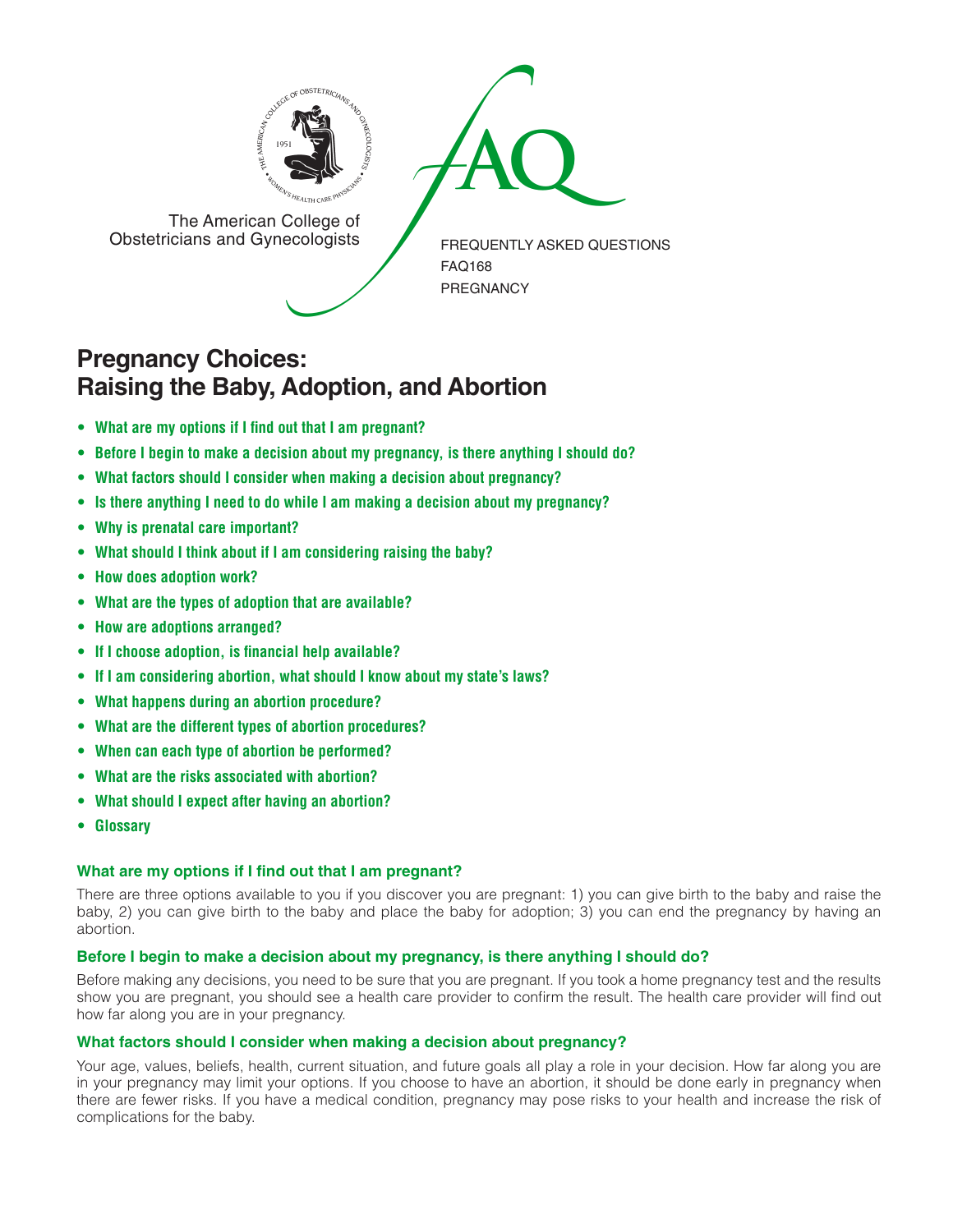The American College of Obstetricians and Gynecologists

FREQUENTLY ASKED QUESTIONS
FAQ168
PREGNANCY

# Pregnancy Choices: Raising the Baby, Adoption, and Abortion

- **What are my options if I find out that I am pregnant?**
- **Before I begin to make a decision about my pregnancy, is there anything I should do?**
- **What factors should I consider when making a decision about pregnancy?**
- **Is there anything I need to do while I am making a decision about my pregnancy?**
- **Why is prenatal care important?**
- **What should I think about if I am considering raising the baby?**
- **How does adoption work?**
- **What are the types of adoption that are available?**
- **How are adoptions arranged?**
- **If I choose adoption, is financial help available?**
- **If I am considering abortion, what should I know about my state's laws?**
- **What happens during an abortion procedure?**
- **What are the different types of abortion procedures?**
- **When can each type of abortion be performed?**
- **What are the risks associated with abortion?**
- **What should I expect after having an abortion?**
- **Glossary**

### What are my options if I find out that I am pregnant?

There are three options available to you if you discover you are pregnant: 1) you can give birth to the baby and raise the baby, 2) you can give birth to the baby and place the baby for adoption; 3) you can end the pregnancy by having an abortion.

### Before I begin to make a decision about my pregnancy, is there anything I should do?

Before making any decisions, you need to be sure that you are pregnant. If you took a home pregnancy test and the results show you are pregnant, you should see a health care provider to confirm the result. The health care provider will find out how far along you are in your pregnancy.

### What factors should I consider when making a decision about pregnancy?

Your age, values, beliefs, health, current situation, and future goals all play a role in your decision. How far along you are in your pregnancy may limit your options. If you choose to have an abortion, it should be done early in pregnancy when there are fewer risks. If you have a medical condition, pregnancy may pose risks to your health and increase the risk of complications for the baby.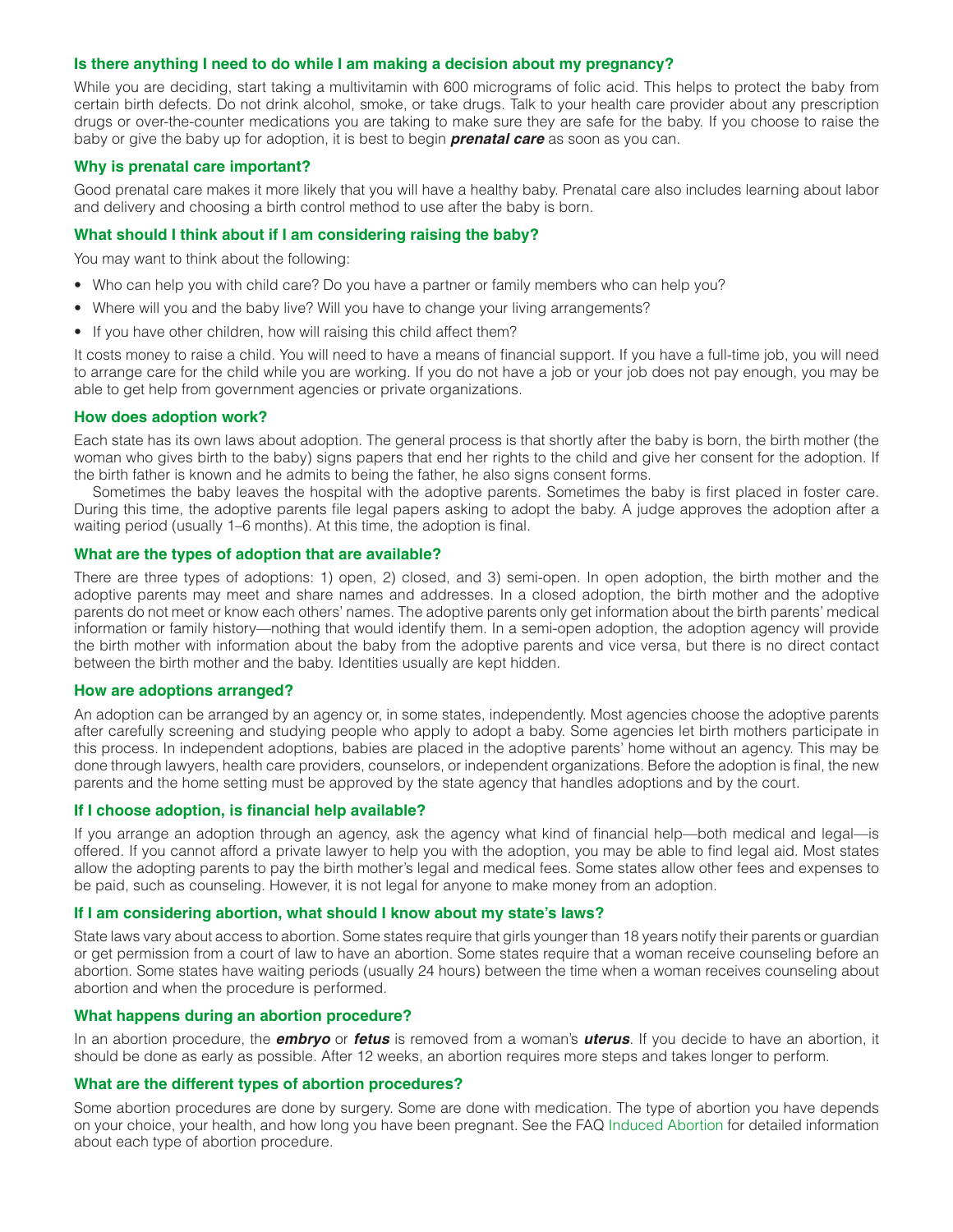### Is there anything I need to do while I am making a decision about my pregnancy?

While you are deciding, start taking a multivitamin with 600 micrograms of folic acid. This helps to protect the baby from certain birth defects. Do not drink alcohol, smoke, or take drugs. Talk to your health care provider about any prescription drugs or over-the-counter medications you are taking to make sure they are safe for the baby. If you choose to raise the baby or give the baby up for adoption, it is best to begin ***prenatal care*** as soon as you can.

### Why is prenatal care important?

Good prenatal care makes it more likely that you will have a healthy baby. Prenatal care also includes learning about labor and delivery and choosing a birth control method to use after the baby is born.

### What should I think about if I am considering raising the baby?

You may want to think about the following:

- Who can help you with child care? Do you have a partner or family members who can help you?
- Where will you and the baby live? Will you have to change your living arrangements?
- If you have other children, how will raising this child affect them?

It costs money to raise a child. You will need to have a means of financial support. If you have a full-time job, you will need to arrange care for the child while you are working. If you do not have a job or your job does not pay enough, you may be able to get help from government agencies or private organizations.

### How does adoption work?

Each state has its own laws about adoption. The general process is that shortly after the baby is born, the birth mother (the woman who gives birth to the baby) signs papers that end her rights to the child and give her consent for the adoption. If the birth father is known and he admits to being the father, he also signs consent forms.

Sometimes the baby leaves the hospital with the adoptive parents. Sometimes the baby is first placed in foster care. During this time, the adoptive parents file legal papers asking to adopt the baby. A judge approves the adoption after a waiting period (usually 1–6 months). At this time, the adoption is final.

### What are the types of adoption that are available?

There are three types of adoptions: 1) open, 2) closed, and 3) semi-open. In open adoption, the birth mother and the adoptive parents may meet and share names and addresses. In a closed adoption, the birth mother and the adoptive parents do not meet or know each others' names. The adoptive parents only get information about the birth parents' medical information or family history—nothing that would identify them. In a semi-open adoption, the adoption agency will provide the birth mother with information about the baby from the adoptive parents and vice versa, but there is no direct contact between the birth mother and the baby. Identities usually are kept hidden.

### How are adoptions arranged?

An adoption can be arranged by an agency or, in some states, independently. Most agencies choose the adoptive parents after carefully screening and studying people who apply to adopt a baby. Some agencies let birth mothers participate in this process. In independent adoptions, babies are placed in the adoptive parents' home without an agency. This may be done through lawyers, health care providers, counselors, or independent organizations. Before the adoption is final, the new parents and the home setting must be approved by the state agency that handles adoptions and by the court.

### If I choose adoption, is financial help available?

If you arrange an adoption through an agency, ask the agency what kind of financial help—both medical and legal—is offered. If you cannot afford a private lawyer to help you with the adoption, you may be able to find legal aid. Most states allow the adopting parents to pay the birth mother's legal and medical fees. Some states allow other fees and expenses to be paid, such as counseling. However, it is not legal for anyone to make money from an adoption.

### If I am considering abortion, what should I know about my state's laws?

State laws vary about access to abortion. Some states require that girls younger than 18 years notify their parents or guardian or get permission from a court of law to have an abortion. Some states require that a woman receive counseling before an abortion. Some states have waiting periods (usually 24 hours) between the time when a woman receives counseling about abortion and when the procedure is performed.

### What happens during an abortion procedure?

In an abortion procedure, the ***embryo*** or ***fetus*** is removed from a woman's ***uterus***. If you decide to have an abortion, it should be done as early as possible. After 12 weeks, an abortion requires more steps and takes longer to perform.

### What are the different types of abortion procedures?

Some abortion procedures are done by surgery. Some are done with medication. The type of abortion you have depends on your choice, your health, and how long you have been pregnant. See the FAQ Induced Abortion for detailed information about each type of abortion procedure.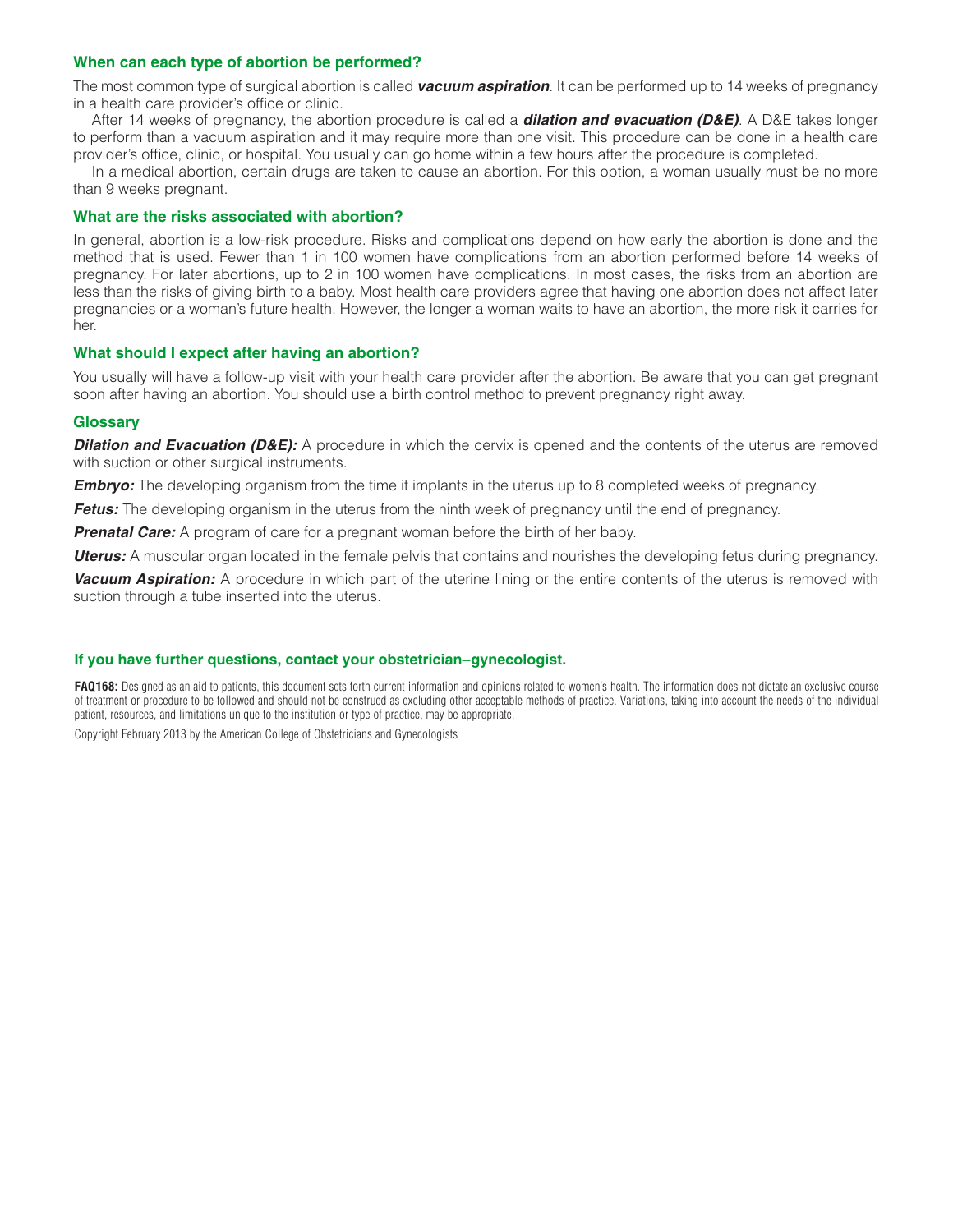## When can each type of abortion be performed?

The most common type of surgical abortion is called ***vacuum aspiration***. It can be performed up to 14 weeks of pregnancy in a health care provider's office or clinic.

After 14 weeks of pregnancy, the abortion procedure is called a ***dilation and evacuation (D&E)***. A D&E takes longer to perform than a vacuum aspiration and it may require more than one visit. This procedure can be done in a health care provider's office, clinic, or hospital. You usually can go home within a few hours after the procedure is completed.

In a medical abortion, certain drugs are taken to cause an abortion. For this option, a woman usually must be no more than 9 weeks pregnant.

## What are the risks associated with abortion?

In general, abortion is a low-risk procedure. Risks and complications depend on how early the abortion is done and the method that is used. Fewer than 1 in 100 women have complications from an abortion performed before 14 weeks of pregnancy. For later abortions, up to 2 in 100 women have complications. In most cases, the risks from an abortion are less than the risks of giving birth to a baby. Most health care providers agree that having one abortion does not affect later pregnancies or a woman's future health. However, the longer a woman waits to have an abortion, the more risk it carries for her.

## What should I expect after having an abortion?

You usually will have a follow-up visit with your health care provider after the abortion. Be aware that you can get pregnant soon after having an abortion. You should use a birth control method to prevent pregnancy right away.

## Glossary

***Dilation and Evacuation (D&E):*** A procedure in which the cervix is opened and the contents of the uterus are removed with suction or other surgical instruments.

***Embryo:*** The developing organism from the time it implants in the uterus up to 8 completed weeks of pregnancy.

***Fetus:*** The developing organism in the uterus from the ninth week of pregnancy until the end of pregnancy.

***Prenatal Care:*** A program of care for a pregnant woman before the birth of her baby.

***Uterus:*** A muscular organ located in the female pelvis that contains and nourishes the developing fetus during pregnancy.

***Vacuum Aspiration:*** A procedure in which part of the uterine lining or the entire contents of the uterus is removed with suction through a tube inserted into the uterus.

**If you have further questions, contact your obstetrician–gynecologist.**

**FAQ168:** Designed as an aid to patients, this document sets forth current information and opinions related to women's health. The information does not dictate an exclusive course of treatment or procedure to be followed and should not be construed as excluding other acceptable methods of practice. Variations, taking into account the needs of the individual patient, resources, and limitations unique to the institution or type of practice, may be appropriate.

Copyright February 2013 by the American College of Obstetricians and Gynecologists